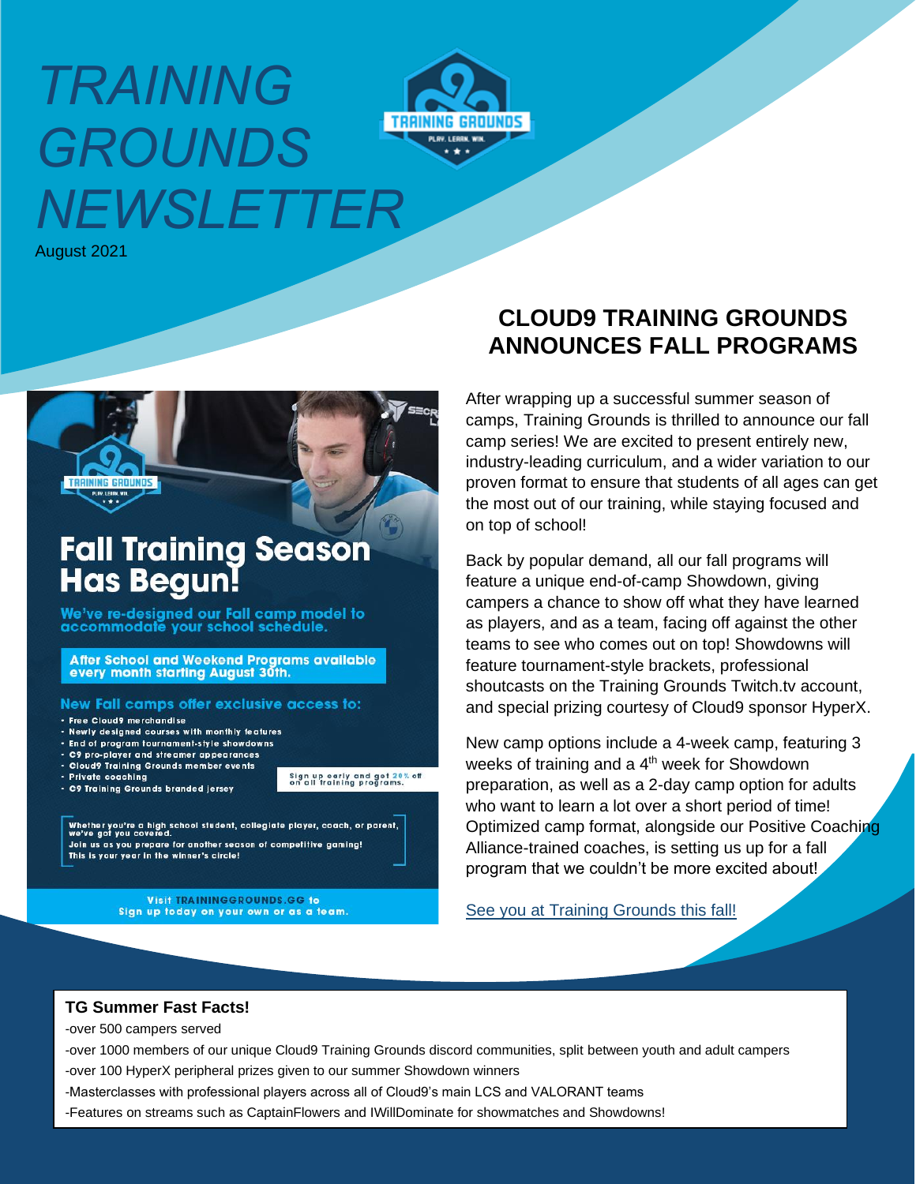# TRAINING GROUNDS NEWSLETTER

August 2021

## CLOUD9 TRAINING GROUNDS ANNOUNCES FALL PROGRAMS

After wrapping up a successful summer season of camps, Training Grounds is thrilled to announce our fall camp series! We are excited to present entirely new, industry-leading curriculum, and a wider variation to our proven format to ensure that students of all ages can get the most out of our training, while staying focused and on top of school!

Back by popular demand, all our fall programs will feature a unique end-of-camp Showdown, giving campers a chance to show off what they have learned as players, and as a team, facing off against the other teams to see who comes out on top! Showdowns will feature tournament-style brackets, professional shoutcasts on the Training Grounds Twitch.tv account, and special prizing courtesy of Cloud9 sponsor HyperX.

New camp options include a 4-week camp, featuring 3 weeks of training and a 4th week for Showdown preparation, as well as a 2-day camp option for adults who want to learn a lot over a short period of time! Optimized camp format, alongside our Positive Coaching Alliance-trained coaches, is setting us up for a fall program that we couldn't be more excited about!

See you at Training Grounds this fall!

### Fall Training Season Has Begun!

We've re-designed our Fall camp model to accommodate your school schedule.

**After School and Weekend Programs available every month starting August 30th.**

**New Fall camps offer exclusive access to:**

- Free Cloud9 merchandise
- Newly designed courses with monthly features
- End of program tournament-style showdowns
- C9 pro-player and streamer appearances
- Cloud9 Training Grounds member events
- Private coaching
- C9 Training Grounds branded jersey

Sign up early and get 20% off on all training programs.

Whether you're a high school student, collegiate player, coach, or parent, we've got you covered.
Join us as you prepare for another season of competitive gaming!
This is your year in the winner's circle!

Visit TRAININGGROUNDS.GG to sign up today on your own or as a team.

### TG Summer Fast Facts!

-over 500 campers served

-over 1000 members of our unique Cloud9 Training Grounds discord communities, split between youth and adult campers

-over 100 HyperX peripheral prizes given to our summer Showdown winners

-Masterclasses with professional players across all of Cloud9's main LCS and VALORANT teams

-Features on streams such as CaptainFlowers and IWillDominate for showmatches and Showdowns!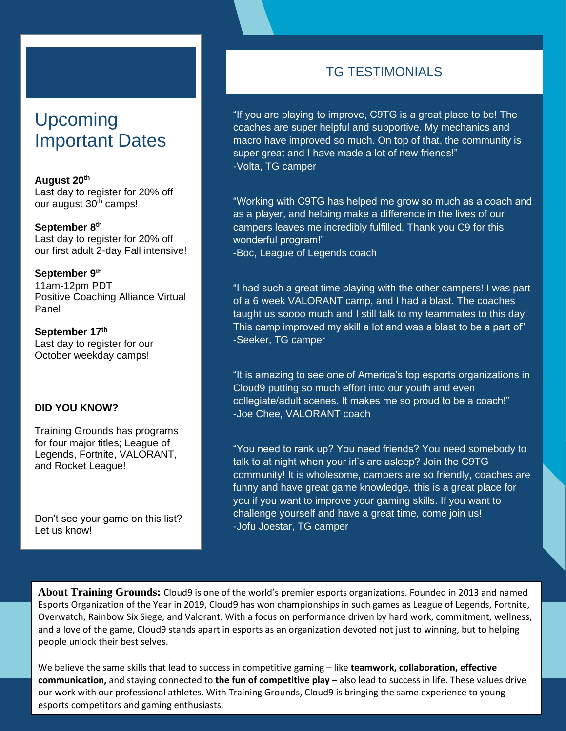## Upcoming Important Dates

**August 20th**
Last day to register for 20% off our august 30th camps!

**September 8th**
Last day to register for 20% off our first adult 2-day Fall intensive!

**September 9th**
11am-12pm PDT
Positive Coaching Alliance Virtual Panel

**September 17th**
Last day to register for our October weekday camps!

**DID YOU KNOW?**

Training Grounds has programs for four major titles; League of Legends, Fortnite, VALORANT, and Rocket League!

Don't see your game on this list? Let us know!

## TG TESTIMONIALS

"If you are playing to improve, C9TG is a great place to be! The coaches are super helpful and supportive. My mechanics and macro have improved so much. On top of that, the community is super great and I have made a lot of new friends!"
-Volta, TG camper

"Working with C9TG has helped me grow so much as a coach and as a player, and helping make a difference in the lives of our campers leaves me incredibly fulfilled. Thank you C9 for this wonderful program!"
-Boc, League of Legends coach

"I had such a great time playing with the other campers! I was part of a 6 week VALORANT camp, and I had a blast. The coaches taught us soooo much and I still talk to my teammates to this day! This camp improved my skill a lot and was a blast to be a part of"
-Seeker, TG camper

"It is amazing to see one of America's top esports organizations in Cloud9 putting so much effort into our youth and even collegiate/adult scenes. It makes me so proud to be a coach!"
-Joe Chee, VALORANT coach

"You need to rank up? You need friends? You need somebody to talk to at night when your irl's are asleep? Join the C9TG community! It is wholesome, campers are so friendly, coaches are funny and have great game knowledge, this is a great place for you if you want to improve your gaming skills. If you want to challenge yourself and have a great time, come join us!
-Jofu Joestar, TG camper

**About Training Grounds:** Cloud9 is one of the world's premier esports organizations. Founded in 2013 and named Esports Organization of the Year in 2019, Cloud9 has won championships in such games as League of Legends, Fortnite, Overwatch, Rainbow Six Siege, and Valorant. With a focus on performance driven by hard work, commitment, wellness, and a love of the game, Cloud9 stands apart in esports as an organization devoted not just to winning, but to helping people unlock their best selves.

We believe the same skills that lead to success in competitive gaming – like **teamwork, collaboration, effective communication,** and staying connected to **the fun of competitive play** – also lead to success in life. These values drive our work with our professional athletes. With Training Grounds, Cloud9 is bringing the same experience to young esports competitors and gaming enthusiasts.